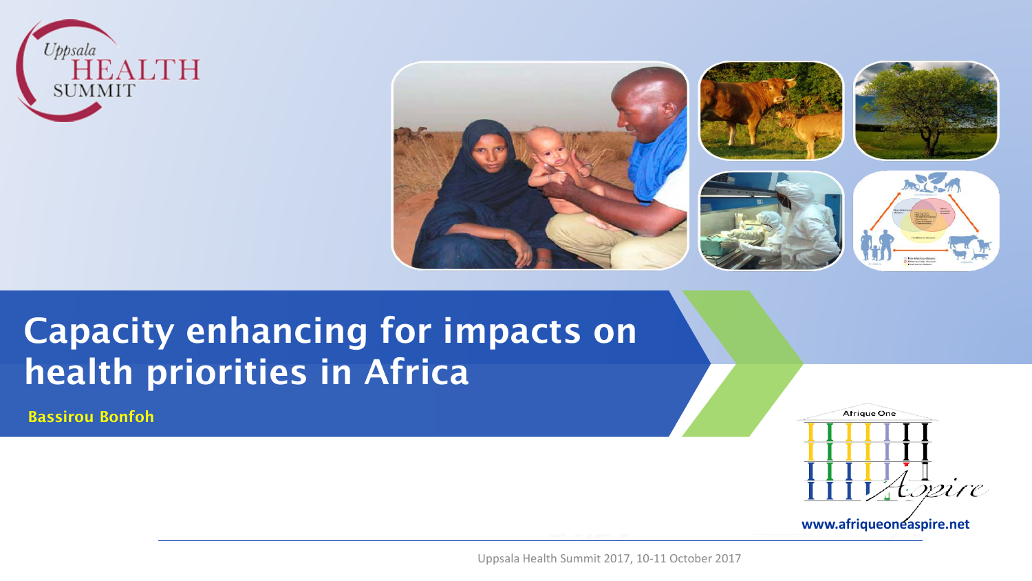Uppsala HEALTH SUMMIT

# Capacity enhancing for impacts on health priorities in Africa

**Bassirou Bonfoh**

Afrique One Aspire

www.afriqueoneaspire.net

Uppsala Health Summit 2017, 10-11 October 2017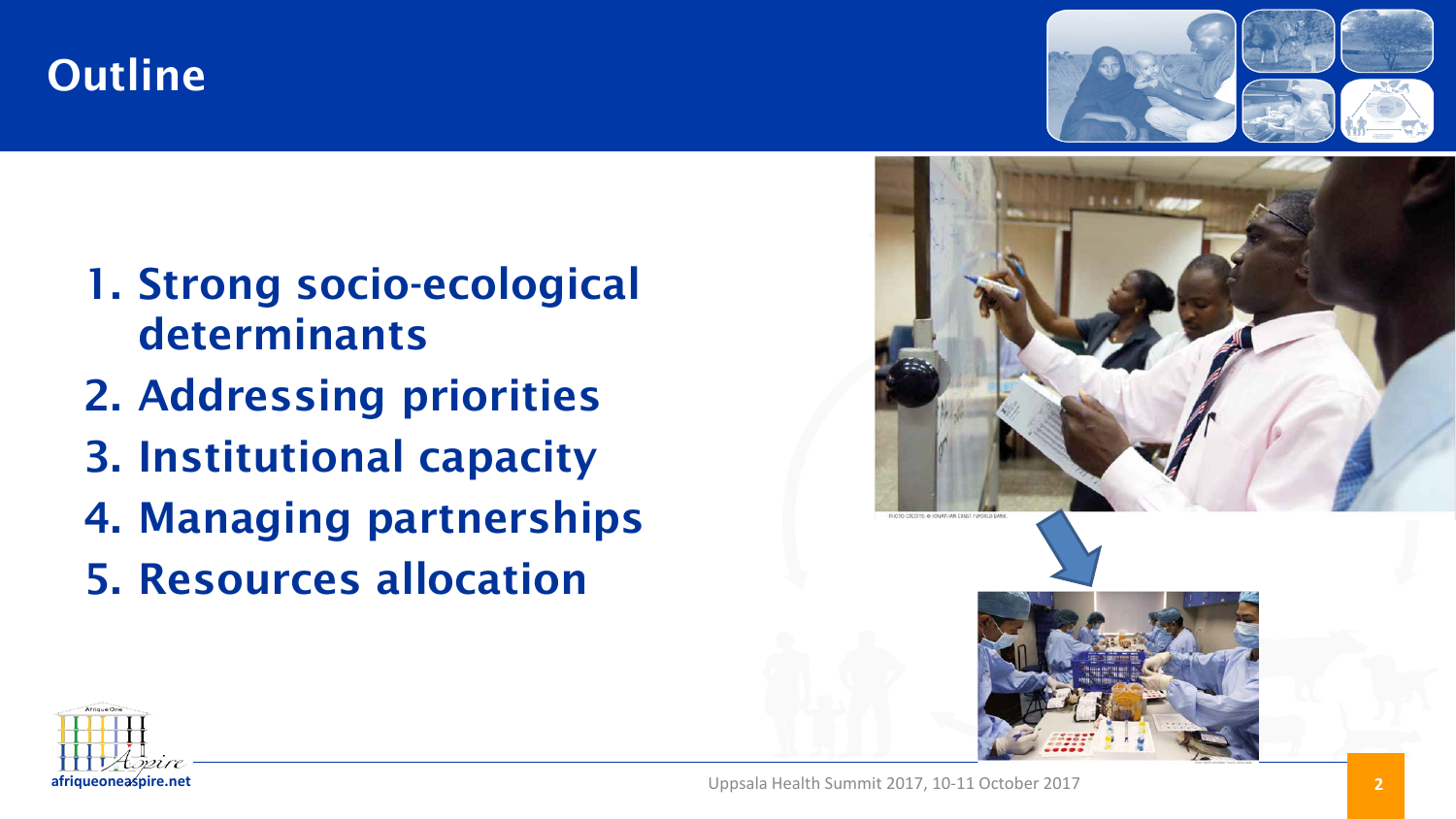# Outline

1. Strong socio-ecological determinants
2. Addressing priorities
3. Institutional capacity
4. Managing partnerships
5. Resources allocation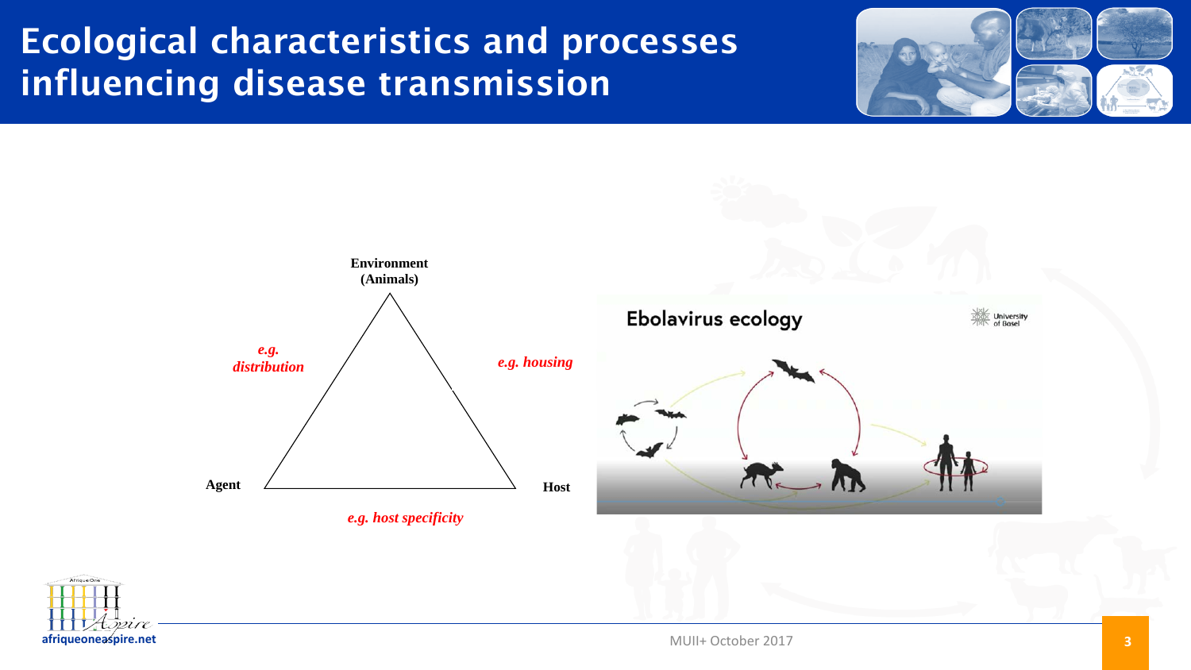# Ecological characteristics and processes influencing disease transmission

Environment (Animals)

*e.g. distribution*

*e.g. housing*

Agent

Host

*e.g. host specificity*

Ebolavirus ecology

University of Basel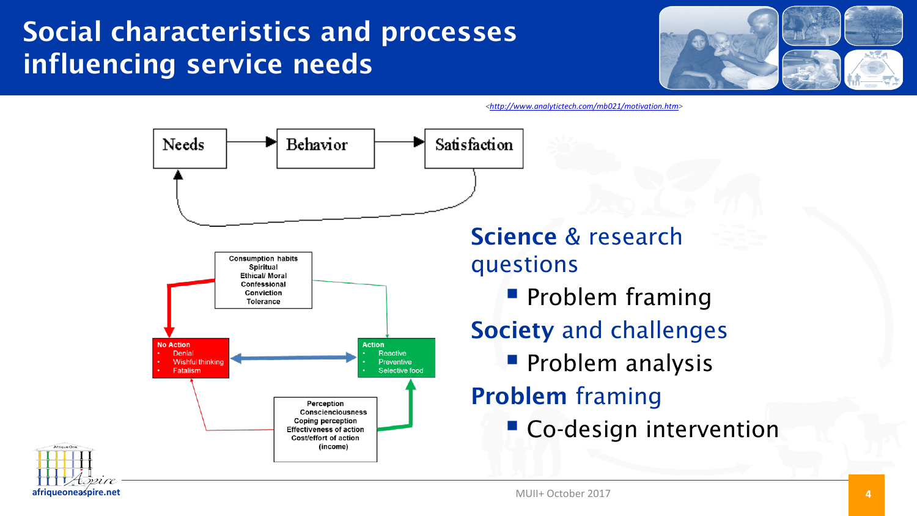# Social characteristics and processes influencing service needs

<http://www.analytictech.com/mb021/motivation.htm>

Needs → Behavior → Satisfaction

Consumption habits
Spiritual
Ethical/ Moral
Confessional
Conviction
Tolerance

**No Action**
- Denial
- Wishful thinking
- Fatalism

**Action**
- Reactive
- Preventive
- Selective food

Perception
Consciensciousness
Coping perception
Effectiveness of action
Cost/effort of action
(income)

**Science** & research questions
- Problem framing

**Society** and challenges
- Problem analysis

**Problem** framing
- Co-design intervention

afriqueoneaspire.net

MUII+ October 2017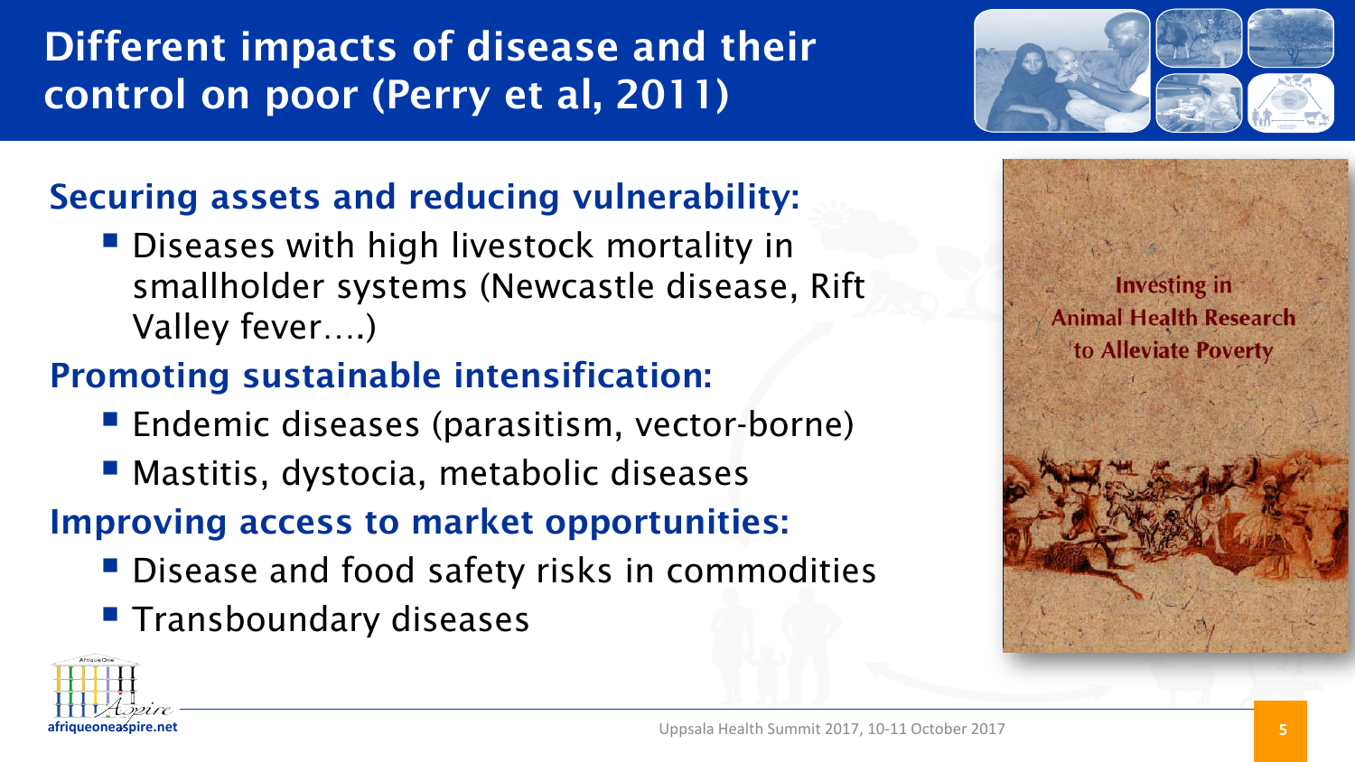# Different impacts of disease and their control on poor (Perry et al, 2011)

## Securing assets and reducing vulnerability:

- Diseases with high livestock mortality in smallholder systems (Newcastle disease, Rift Valley fever….)

## Promoting sustainable intensification:

- Endemic diseases (parasitism, vector-borne)
- Mastitis, dystocia, metabolic diseases

## Improving access to market opportunities:

- Disease and food safety risks in commodities
- Transboundary diseases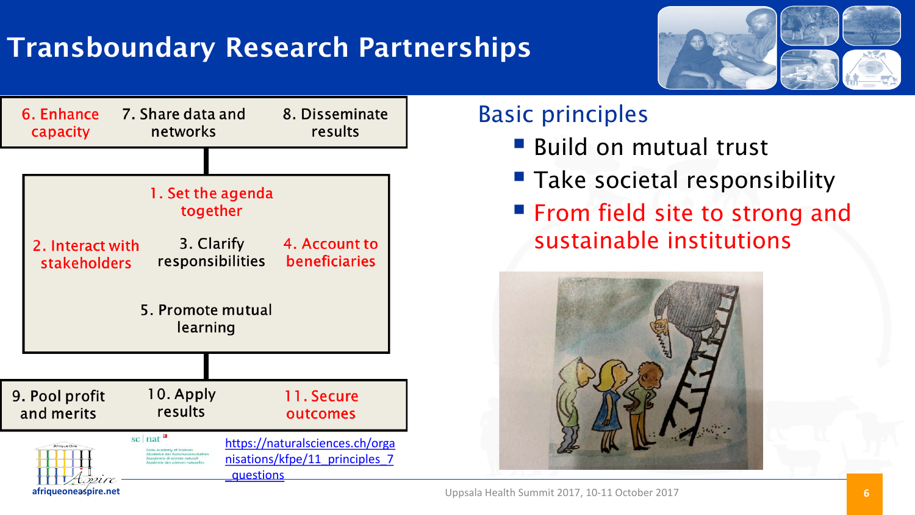# Transboundary Research Partnerships

| 6. Enhance capacity | 7. Share data and networks | 8. Disseminate results |
|---|---|---|

1. Set the agenda together
2. Interact with stakeholders
3. Clarify responsibilities
4. Account to beneficiaries
5. Promote mutual learning

| 9. Pool profit and merits | 10. Apply results | 11. Secure outcomes |
|---|---|---|

https://naturalsciences.ch/organisations/kfpe/11_principles_7_questions

afriqueoneaspire.net

## Basic principles

- Build on mutual trust
- Take societal responsibility
- From field site to strong and sustainable institutions

Uppsala Health Summit 2017, 10-11 October 2017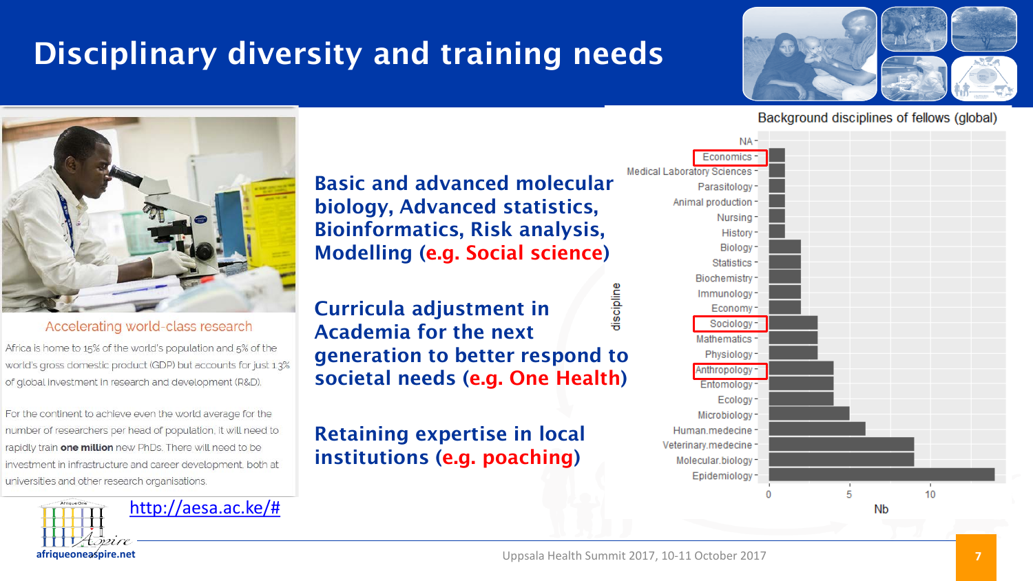# Disciplinary diversity and training needs

## Accelerating world-class research

Africa is home to 15% of the world's population and 5% of the world's gross domestic product (GDP) but accounts for just 1.3% of global investment in research and development (R&D).

For the continent to achieve even the world average for the number of researchers per head of population, it will need to rapidly train **one million** new PhDs. There will need to be investment in infrastructure and career development, both at universities and other research organisations.

http://aesa.ac.ke/#

afriqueoneaspire.net

**Basic and advanced molecular biology, Advanced statistics, Bioinformatics, Risk analysis, Modelling (e.g. Social science)**

**Curricula adjustment in Academia for the next generation to better respond to societal needs (e.g. One Health)**

**Retaining expertise in local institutions (e.g. poaching)**

Background disciplines of fellows (global)

| discipline | Nb |
|---|---|
| NA | 0 |
| Economics | 1 |
| Medical Laboratory Sciences | 1 |
| Parasitology | 1 |
| Animal production | 1 |
| Nursing | 1 |
| History | 1 |
| Biology | 2 |
| Statistics | 2 |
| Biochemistry | 2 |
| Immunology | 2 |
| Economy | 2 |
| Sociology | 3 |
| Mathematics | 3 |
| Physiology | 3 |
| Anthropology | 4 |
| Entomology | 4 |
| Ecology | 4 |
| Microbiology | 5 |
| Human.medecine | 6 |
| Veterinary.medecine | 9 |
| Molecular.biology | 9 |
| Epidemiology | 14 |

Uppsala Health Summit 2017, 10-11 October 2017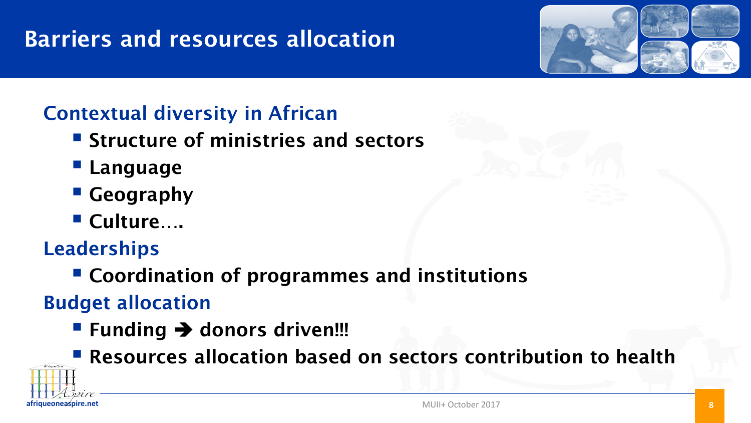# Barriers and resources allocation

## Contextual diversity in African

- **Structure of ministries and sectors**
- **Language**
- **Geography**
- **Culture….**

## Leaderships

- **Coordination of programmes and institutions**

## Budget allocation

- **Funding ➔ donors driven!!!**
- **Resources allocation based on sectors contribution to health**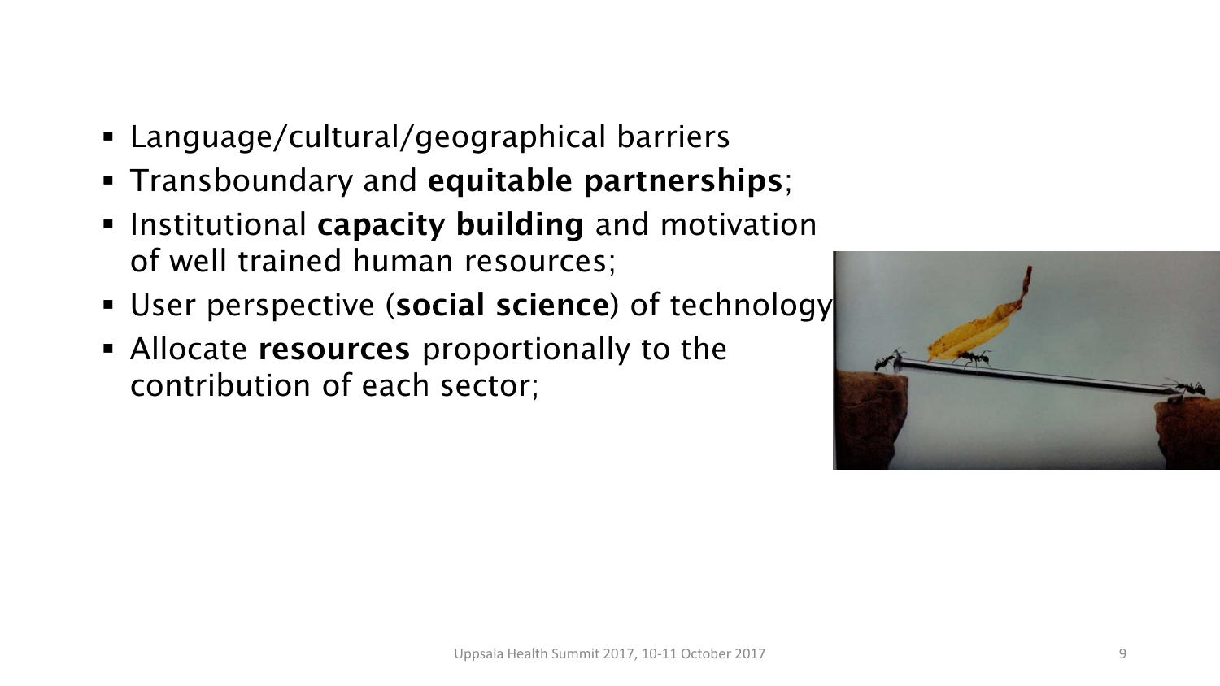- Language/cultural/geographical barriers
- Transboundary and **equitable partnerships**;
- Institutional **capacity building** and motivation of well trained human resources;
- User perspective (**social science**) of technology
- Allocate **resources** proportionally to the contribution of each sector;